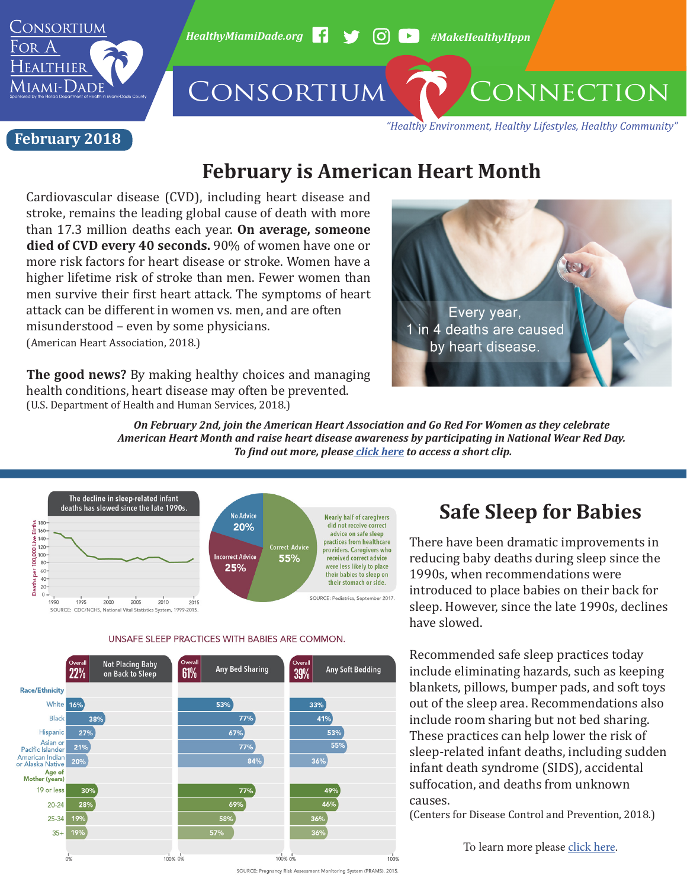# Consortium Connection

Consortium For A Healthier Miami-Dade

Sponsored by the Florida Department of Health in Miami-Dade County

HealthyMiamiDade.org #MakeHealthyHppn

*"Healthy Environment, Healthy Lifestyles, Healthy Community"*

**February 2018**

## February is American Heart Month

Cardiovascular disease (CVD), including heart disease and stroke, remains the leading global cause of death with more than 17.3 million deaths each year. **On average, someone died of CVD every 40 seconds.** 90% of women have one or more risk factors for heart disease or stroke. Women have a higher lifetime risk of stroke than men. Fewer women than men survive their first heart attack. The symptoms of heart attack can be different in women vs. men, and are often misunderstood – even by some physicians.
(American Heart Association, 2018.)

Every year, 1 in 4 deaths are caused by heart disease.

**The good news?** By making healthy choices and managing health conditions, heart disease may often be prevented.
(U.S. Department of Health and Human Services, 2018.)

***On February 2nd, join the American Heart Association and Go Red For Women as they celebrate American Heart Month and raise heart disease awareness by participating in National Wear Red Day. To find out more, please [click here](#) to access a short clip.***

## Safe Sleep for Babies

There have been dramatic improvements in reducing baby deaths during sleep since the 1990s, when recommendations were introduced to place babies on their back for sleep. However, since the late 1990s, declines have slowed.

Recommended safe sleep practices today include eliminating hazards, such as keeping blankets, pillows, bumper pads, and soft toys out of the sleep area. Recommendations also include room sharing but not bed sharing. These practices can help lower the risk of sleep-related infant deaths, including sudden infant death syndrome (SIDS), accidental suffocation, and deaths from unknown causes.
(Centers for Disease Control and Prevention, 2018.)

To learn more please [click here](#).

The decline in sleep-related infant deaths has slowed since the late 1990s.

SOURCE: CDC/NCHS, National Vital Statistics System, 1999-2015.

Nearly half of caregivers did not receive correct advice on safe sleep practices from healthcare providers. Caregivers who received correct advice were less likely to place their babies to sleep on their stomach or side.

- Correct Advice: 55%
- Incorrect Advice: 25%
- No Advice: 20%

SOURCE: Pediatrics, September 2017.

UNSAFE SLEEP PRACTICES WITH BABIES ARE COMMON.

| | Not Placing Baby on Back to Sleep (Overall 22%) | Any Bed Sharing (Overall 61%) | Any Soft Bedding (Overall 39%) |
|---|---|---|---|
| **Race/Ethnicity** | | | |
| White | 16% | 53% | 33% |
| Black | 38% | 77% | 41% |
| Hispanic | 27% | 67% | 53% |
| Asian or Pacific Islander | 21% | 77% | 55% |
| American Indian or Alaska Native | 20% | 84% | 36% |
| **Age of Mother (years)** | | | |
| 19 or less | 30% | 77% | 49% |
| 20-24 | 28% | 69% | 46% |
| 25-34 | 19% | 58% | 36% |
| 35+ | 19% | 57% | 36% |

SOURCE: Pregnancy Risk Assessment Monitoring System (PRAMS), 2015.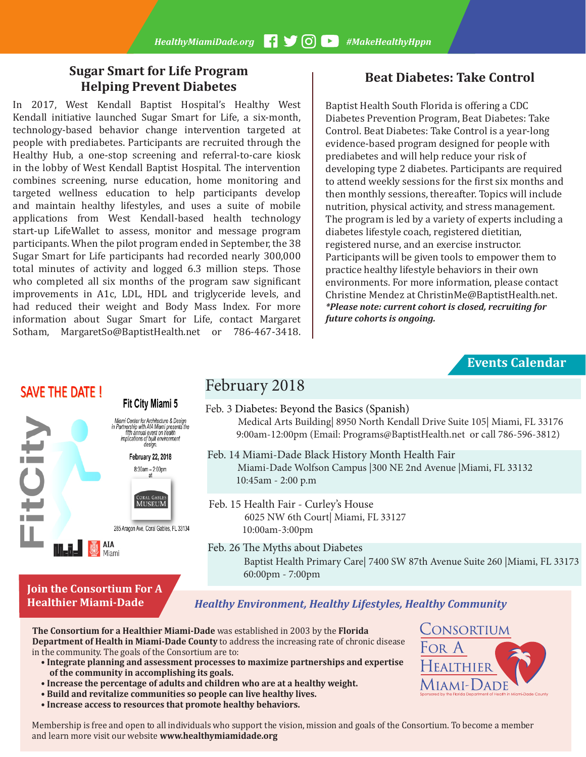HealthyMiamiDade.org #MakeHealthyHppn

## Sugar Smart for Life Program Helping Prevent Diabetes

In 2017, West Kendall Baptist Hospital's Healthy West Kendall initiative launched Sugar Smart for Life, a six-month, technology-based behavior change intervention targeted at people with prediabetes. Participants are recruited through the Healthy Hub, a one-stop screening and referral-to-care kiosk in the lobby of West Kendall Baptist Hospital. The intervention combines screening, nurse education, home monitoring and targeted wellness education to help participants develop and maintain healthy lifestyles, and uses a suite of mobile applications from West Kendall-based health technology start-up LifeWallet to assess, monitor and message program participants. When the pilot program ended in September, the 38 Sugar Smart for Life participants had recorded nearly 300,000 total minutes of activity and logged 6.3 million steps. Those who completed all six months of the program saw significant improvements in A1c, LDL, HDL and triglyceride levels, and had reduced their weight and Body Mass Index. For more information about Sugar Smart for Life, contact Margaret Sotham, MargaretSo@BaptistHealth.net or 786-467-3418.

## Beat Diabetes: Take Control

Baptist Health South Florida is offering a CDC Diabetes Prevention Program, Beat Diabetes: Take Control. Beat Diabetes: Take Control is a year-long evidence-based program designed for people with prediabetes and will help reduce your risk of developing type 2 diabetes. Participants are required to attend weekly sessions for the first six months and then monthly sessions, thereafter. Topics will include nutrition, physical activity, and stress management. The program is led by a variety of experts including a diabetes lifestyle coach, registered dietitian, registered nurse, and an exercise instructor. Participants will be given tools to empower them to practice healthy lifestyle behaviors in their own environments. For more information, please contact Christine Mendez at ChristinMe@BaptistHealth.net.
***\*Please note: current cohort is closed, recruiting for future cohorts is ongoing.***

## SAVE THE DATE !

**Fit City Miami 5**

Miami Center for Architecture & Design in Partnership with AIA Miami presents the fifth annual event on health implications of built environment design.

**February 22, 2018**

8:30am – 2:00pm at

CORAL GABLES MUSEUM

285 Aragon Ave. Coral Gables, FL 33134

FitCity

AIA Miami

## Events Calendar

### February 2018

Feb. 3 Diabetes: Beyond the Basics (Spanish)
Medical Arts Building| 8950 North Kendall Drive Suite 105| Miami, FL 33176
9:00am-12:00pm (Email: Programs@BaptistHealth.net or call 786-596-3812)

Feb. 14 Miami-Dade Black History Month Health Fair
Miami-Dade Wolfson Campus |300 NE 2nd Avenue |Miami, FL 33132
10:45am - 2:00 p.m

Feb. 15 Health Fair - Curley's House
6025 NW 6th Court| Miami, FL 33127
10:00am-3:00pm

Feb. 26 The Myths about Diabetes
Baptist Health Primary Care| 7400 SW 87th Avenue Suite 260 |Miami, FL 33173
60:00pm - 7:00pm

## Join the Consortium For A Healthier Miami-Dade

***Healthy Environment, Healthy Lifestyles, Healthy Community***

**The Consortium for a Healthier Miami-Dade** was established in 2003 by the **Florida Department of Health in Miami-Dade County** to address the increasing rate of chronic disease in the community. The goals of the Consortium are to:

- **Integrate planning and assessment processes to maximize partnerships and expertise of the community in accomplishing its goals.**
- **Increase the percentage of adults and children who are at a healthy weight.**
- **Build and revitalize communities so people can live healthy lives.**
- **Increase access to resources that promote healthy behaviors.**

Membership is free and open to all individuals who support the vision, mission and goals of the Consortium. To become a member and learn more visit our website **www.healthymiamidade.org**

CONSORTIUM FOR A HEALTHIER MIAMI-DADE
Sponsored by the Florida Department of Health in Miami-Dade County